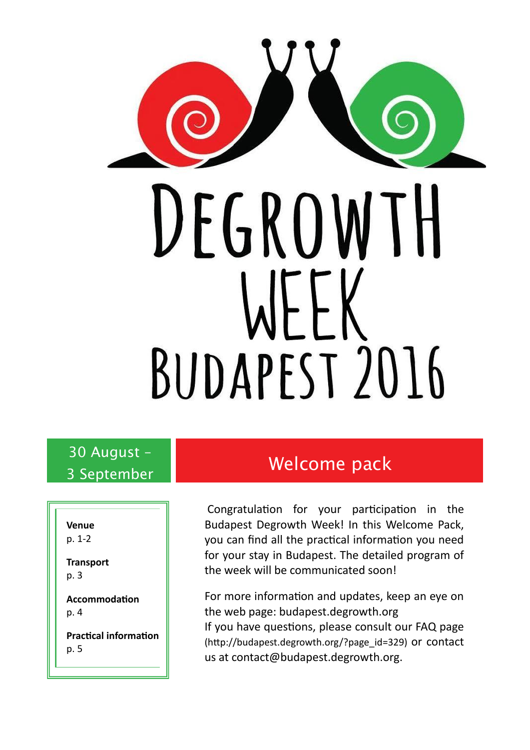# Degrowth Week Budapest 2016

**30 August – 3 September**

## Welcome pack

**Venue**
p. 1-2

**Transport**
p. 3

**Accommodation**
p. 4

**Practical information**
p. 5

Congratulation for your participation in the Budapest Degrowth Week! In this Welcome Pack, you can find all the practical information you need for your stay in Budapest. The detailed program of the week will be communicated soon!

For more information and updates, keep an eye on the web page: budapest.degrowth.org
If you have questions, please consult our FAQ page (http://budapest.degrowth.org/?page_id=329) or contact us at contact@budapest.degrowth.org.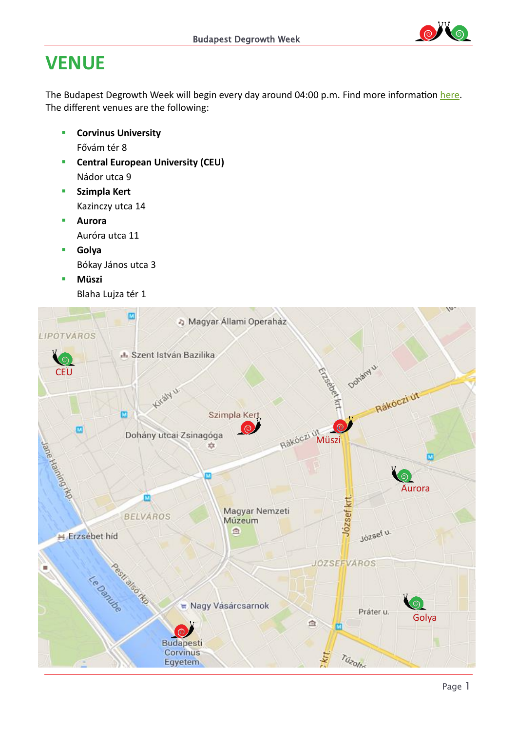# VENUE

The Budapest Degrowth Week will begin every day around 04:00 p.m. Find more information [here](). The different venues are the following:

- **Corvinus University**
  Fővám tér 8
- **Central European University (CEU)**
  Nádor utca 9
- **Szimpla Kert**
  Kazinczy utca 14
- **Aurora**
  Auróra utca 11
- **Golya**
  Bókay János utca 3
- **Müszi**
  Blaha Lujza tér 1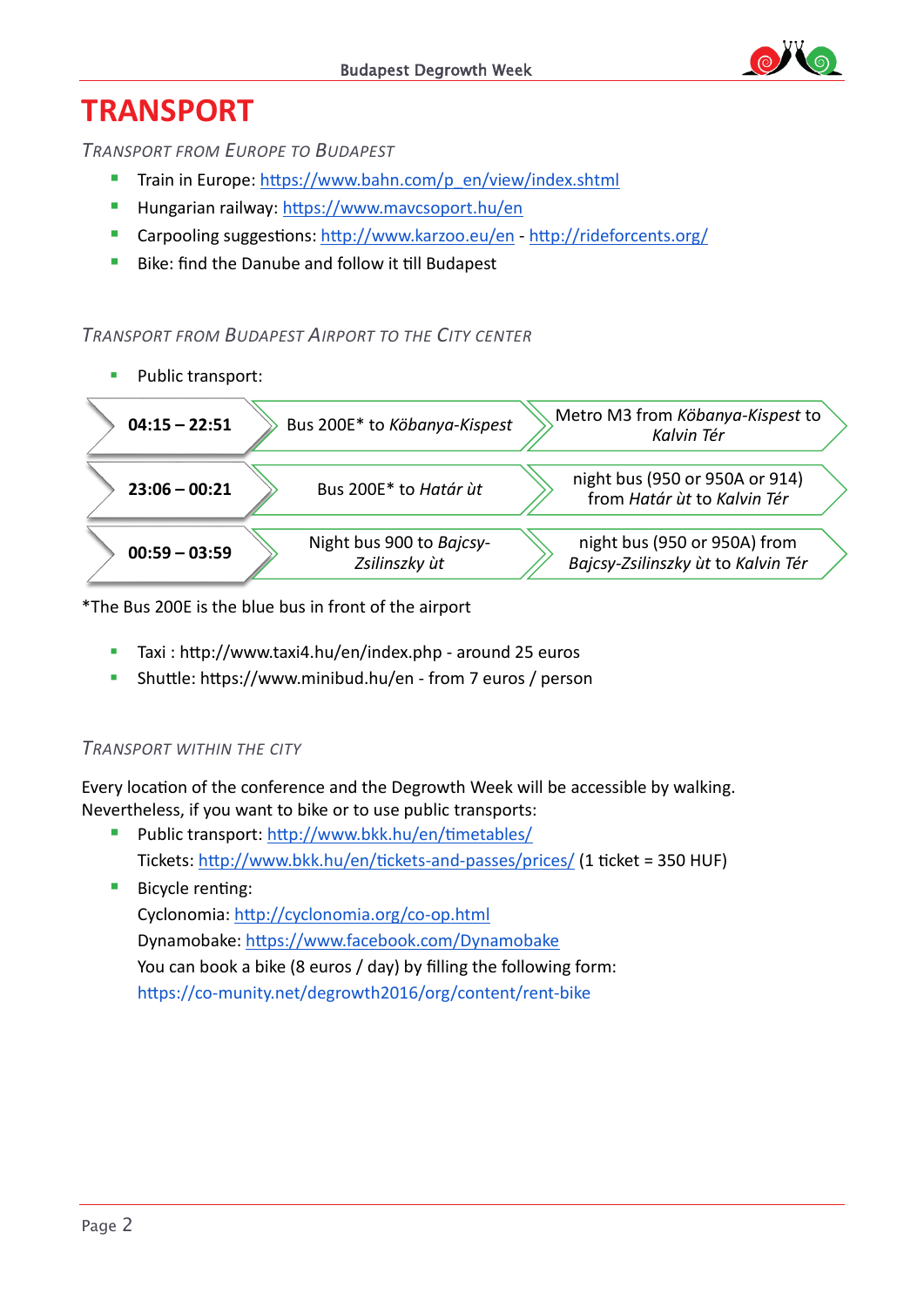# TRANSPORT

## Transport from Europe to Budapest

- Train in Europe: https://www.bahn.com/p_en/view/index.shtml
- Hungarian railway: https://www.mavcsoport.hu/en
- Carpooling suggestions: http://www.karzoo.eu/en - http://rideforcents.org/
- Bike: find the Danube and follow it till Budapest

## Transport from Budapest Airport to the City Center

- Public transport:

| | | |
|---|---|---|
| **04:15 – 22:51** | Bus 200E* to *Köbanya-Kispest* | Metro M3 from *Köbanya-Kispest* to *Kalvin Tér* |
| **23:06 – 00:21** | Bus 200E* to *Határ ùt* | night bus (950 or 950A or 914) from *Határ ùt* to *Kalvin Tér* |
| **00:59 – 03:59** | Night bus 900 to *Bajcsy-Zsilinszky ùt* | night bus (950 or 950A) from *Bajcsy-Zsilinszky ùt* to *Kalvin Tér* |

*The Bus 200E is the blue bus in front of the airport

- Taxi : http://www.taxi4.hu/en/index.php - around 25 euros
- Shuttle: https://www.minibud.hu/en - from 7 euros / person

## Transport within the City

Every location of the conference and the Degrowth Week will be accessible by walking. Nevertheless, if you want to bike or to use public transports:

- Public transport: http://www.bkk.hu/en/timetables/
  Tickets: http://www.bkk.hu/en/tickets-and-passes/prices/ (1 ticket = 350 HUF)
- Bicycle renting:
  Cyclonomia: http://cyclonomia.org/co-op.html
  Dynamobake: https://www.facebook.com/Dynamobake
  You can book a bike (8 euros / day) by filling the following form:
  https://co-munity.net/degrowth2016/org/content/rent-bike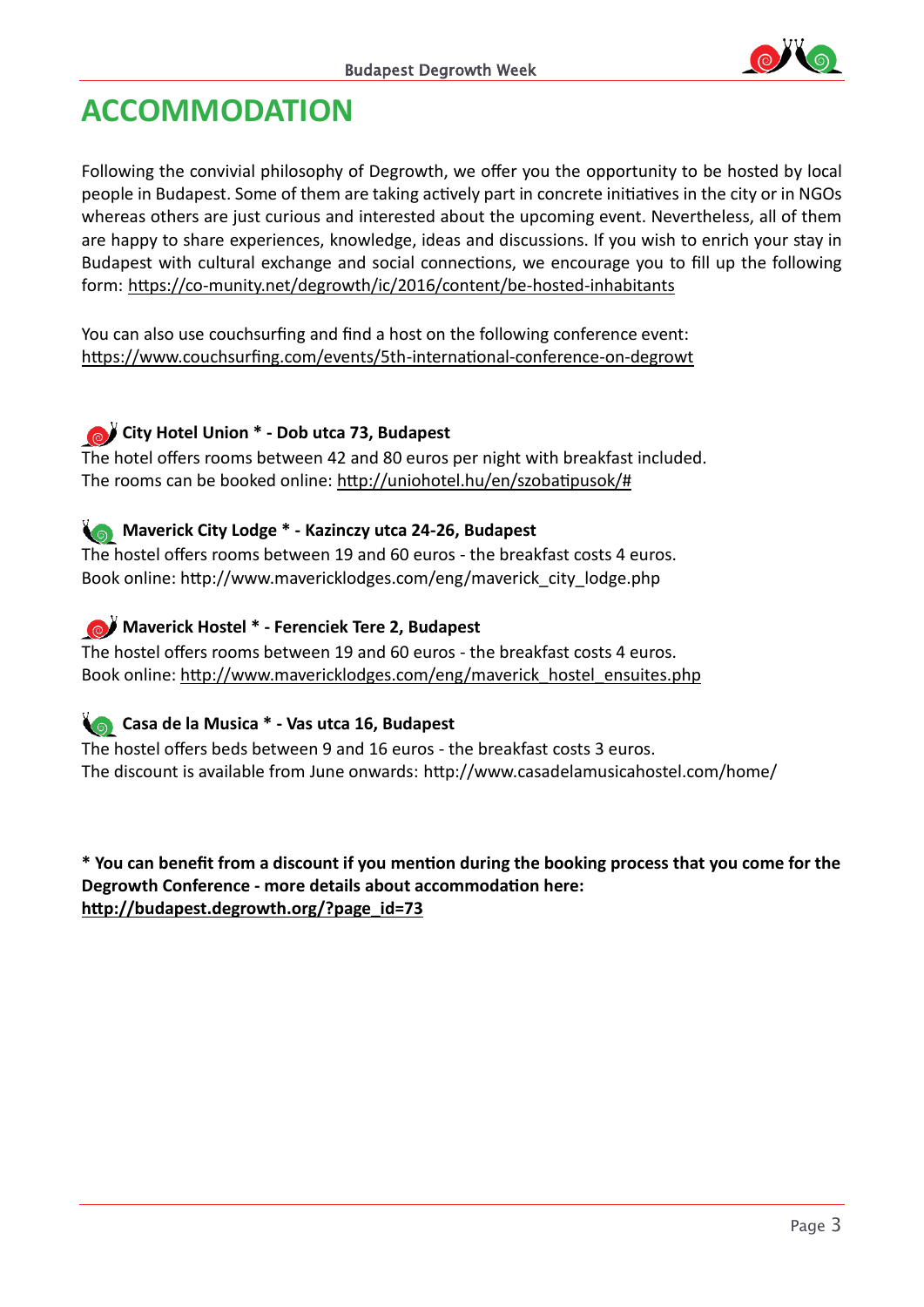# ACCOMMODATION

Following the convivial philosophy of Degrowth, we offer you the opportunity to be hosted by local people in Budapest. Some of them are taking actively part in concrete initiatives in the city or in NGOs whereas others are just curious and interested about the upcoming event. Nevertheless, all of them are happy to share experiences, knowledge, ideas and discussions. If you wish to enrich your stay in Budapest with cultural exchange and social connections, we encourage you to fill up the following form: https://co-munity.net/degrowth/ic/2016/content/be-hosted-inhabitants

You can also use couchsurfing and find a host on the following conference event:
https://www.couchsurfing.com/events/5th-international-conference-on-degrowt

**City Hotel Union * - Dob utca 73, Budapest**
The hotel offers rooms between 42 and 80 euros per night with breakfast included.
The rooms can be booked online: http://uniohotel.hu/en/szobatipusok/#

**Maverick City Lodge * - Kazinczy utca 24-26, Budapest**
The hostel offers rooms between 19 and 60 euros - the breakfast costs 4 euros.
Book online: http://www.mavericklodges.com/eng/maverick_city_lodge.php

**Maverick Hostel * - Ferenciek Tere 2, Budapest**
The hostel offers rooms between 19 and 60 euros - the breakfast costs 4 euros.
Book online: http://www.mavericklodges.com/eng/maverick_hostel_ensuites.php

**Casa de la Musica * - Vas utca 16, Budapest**
The hostel offers beds between 9 and 16 euros - the breakfast costs 3 euros.
The discount is available from June onwards: http://www.casadelamusicahostel.com/home/

**\* You can benefit from a discount if you mention during the booking process that you come for the Degrowth Conference - more details about accommodation here: http://budapest.degrowth.org/?page_id=73**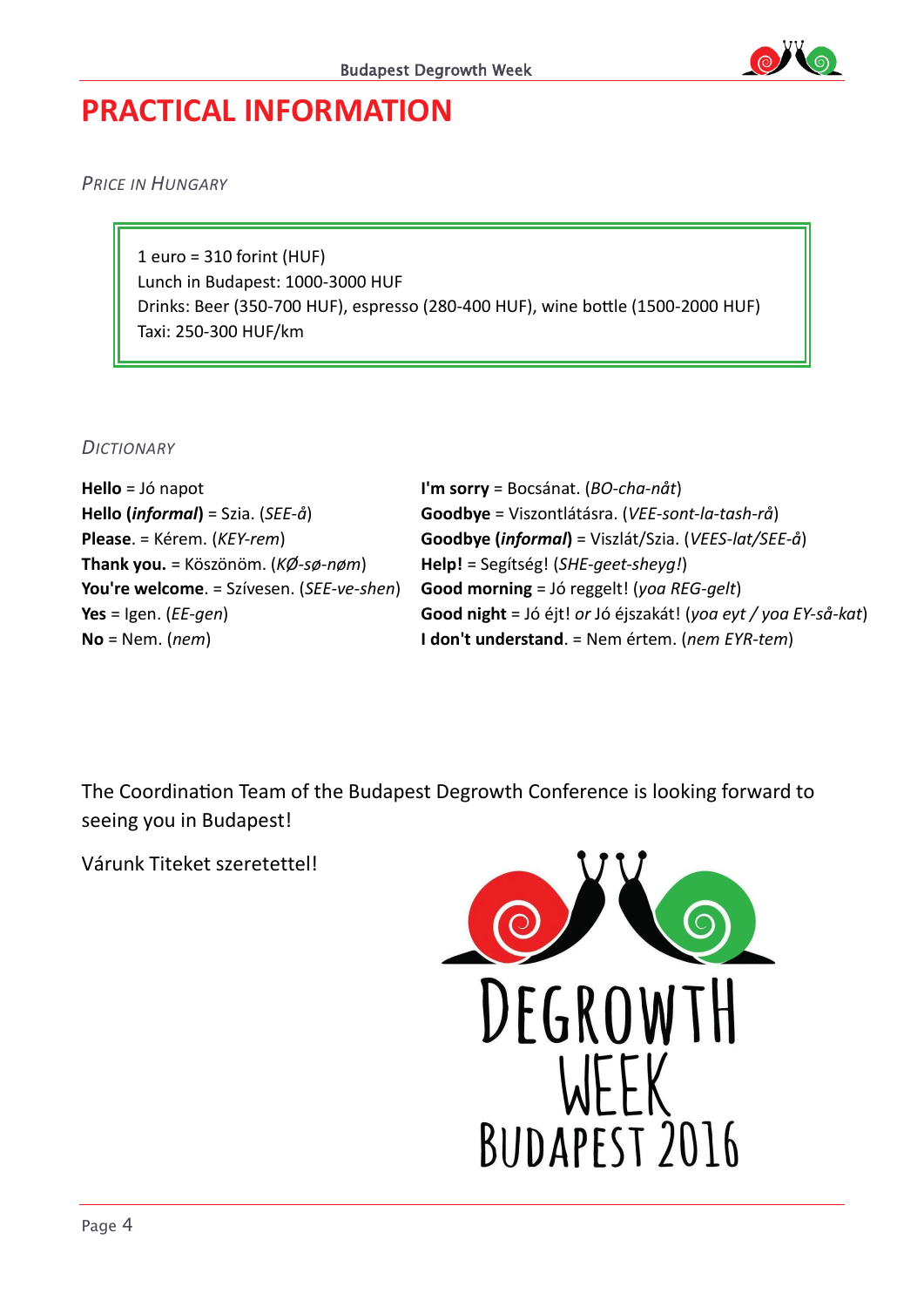# PRACTICAL INFORMATION

*PRICE IN HUNGARY*

> 1 euro = 310 forint (HUF)
> Lunch in Budapest: 1000-3000 HUF
> Drinks: Beer (350-700 HUF), espresso (280-400 HUF), wine bottle (1500-2000 HUF)
> Taxi: 250-300 HUF/km

*DICTIONARY*

**Hello** = Jó napot
**Hello (*informal*)** = Szia. (*SEE-å*)
**Please**. = Kérem. (*KEY-rem*)
**Thank you.** = Köszönöm. (*KØ-sø-nøm*)
**You're welcome**. = Szívesen. (*SEE-ve-shen*)
**Yes** = Igen. (*EE-gen*)
**No** = Nem. (*nem*)

**I'm sorry** = Bocsánat. (*BO-cha-nåt*)
**Goodbye** = Viszontlátásra. (*VEE-sont-la-tash-rå*)
**Goodbye (*informal*)** = Viszlát/Szia. (*VEES-lat/SEE-å*)
**Help!** = Segítség! (*SHE-geet-sheyg!*)
**Good morning** = Jó reggelt! (*yoa REG-gelt*)
**Good night** = Jó éjt! *or* Jó éjszakát! (*yoa eyt / yoa EY-så-kat*)
**I don't understand**. = Nem értem. (*nem EYR-tem*)

The Coordination Team of the Budapest Degrowth Conference is looking forward to seeing you in Budapest!

Várunk Titeket szeretettel!

DEGROWTH WEEK BUDAPEST 2016